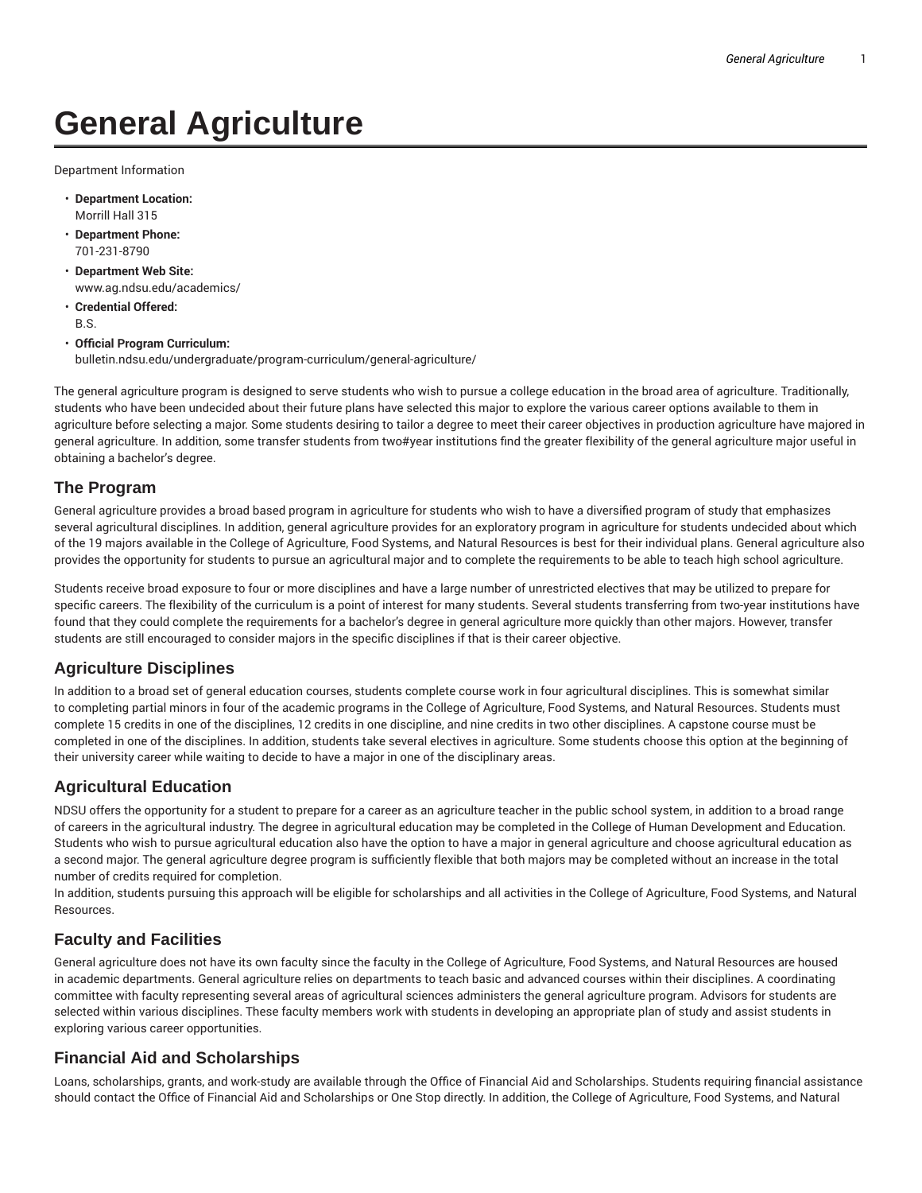# General Agriculture

Department Information

- **Department Location:**
  Morrill Hall 315
- **Department Phone:**
  701-231-8790
- **Department Web Site:**
  www.ag.ndsu.edu/academics/
- **Credential Offered:**
  B.S.
- **Official Program Curriculum:**
  bulletin.ndsu.edu/undergraduate/program-curriculum/general-agriculture/

The general agriculture program is designed to serve students who wish to pursue a college education in the broad area of agriculture. Traditionally, students who have been undecided about their future plans have selected this major to explore the various career options available to them in agriculture before selecting a major. Some students desiring to tailor a degree to meet their career objectives in production agriculture have majored in general agriculture. In addition, some transfer students from two#year institutions find the greater flexibility of the general agriculture major useful in obtaining a bachelor's degree.

## The Program

General agriculture provides a broad based program in agriculture for students who wish to have a diversified program of study that emphasizes several agricultural disciplines. In addition, general agriculture provides for an exploratory program in agriculture for students undecided about which of the 19 majors available in the College of Agriculture, Food Systems, and Natural Resources is best for their individual plans. General agriculture also provides the opportunity for students to pursue an agricultural major and to complete the requirements to be able to teach high school agriculture.

Students receive broad exposure to four or more disciplines and have a large number of unrestricted electives that may be utilized to prepare for specific careers. The flexibility of the curriculum is a point of interest for many students. Several students transferring from two-year institutions have found that they could complete the requirements for a bachelor's degree in general agriculture more quickly than other majors. However, transfer students are still encouraged to consider majors in the specific disciplines if that is their career objective.

## Agriculture Disciplines

In addition to a broad set of general education courses, students complete course work in four agricultural disciplines. This is somewhat similar to completing partial minors in four of the academic programs in the College of Agriculture, Food Systems, and Natural Resources. Students must complete 15 credits in one of the disciplines, 12 credits in one discipline, and nine credits in two other disciplines. A capstone course must be completed in one of the disciplines. In addition, students take several electives in agriculture. Some students choose this option at the beginning of their university career while waiting to decide to have a major in one of the disciplinary areas.

## Agricultural Education

NDSU offers the opportunity for a student to prepare for a career as an agriculture teacher in the public school system, in addition to a broad range of careers in the agricultural industry. The degree in agricultural education may be completed in the College of Human Development and Education. Students who wish to pursue agricultural education also have the option to have a major in general agriculture and choose agricultural education as a second major. The general agriculture degree program is sufficiently flexible that both majors may be completed without an increase in the total number of credits required for completion.

In addition, students pursuing this approach will be eligible for scholarships and all activities in the College of Agriculture, Food Systems, and Natural Resources.

## Faculty and Facilities

General agriculture does not have its own faculty since the faculty in the College of Agriculture, Food Systems, and Natural Resources are housed in academic departments. General agriculture relies on departments to teach basic and advanced courses within their disciplines. A coordinating committee with faculty representing several areas of agricultural sciences administers the general agriculture program. Advisors for students are selected within various disciplines. These faculty members work with students in developing an appropriate plan of study and assist students in exploring various career opportunities.

## Financial Aid and Scholarships

Loans, scholarships, grants, and work-study are available through the Office of Financial Aid and Scholarships. Students requiring financial assistance should contact the Office of Financial Aid and Scholarships or One Stop directly. In addition, the College of Agriculture, Food Systems, and Natural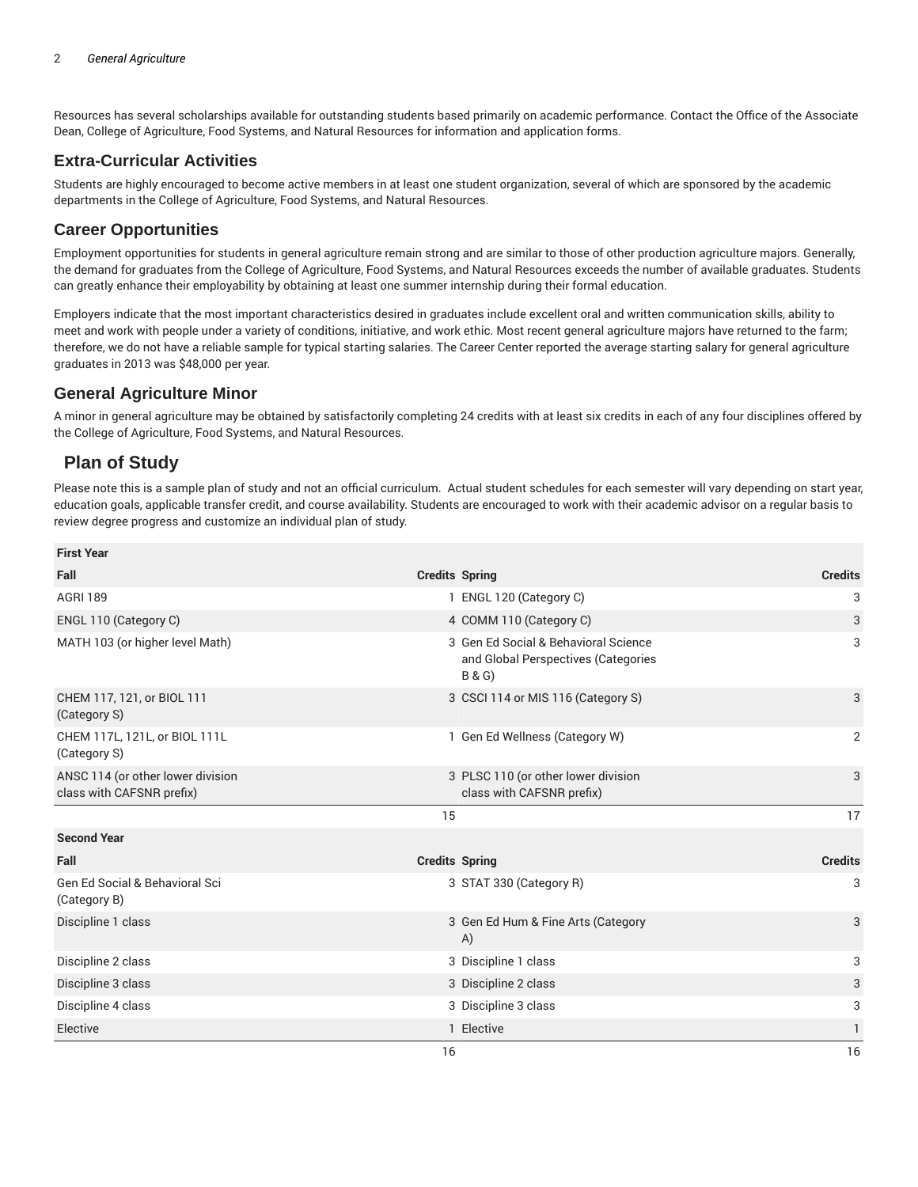Resources has several scholarships available for outstanding students based primarily on academic performance. Contact the Office of the Associate Dean, College of Agriculture, Food Systems, and Natural Resources for information and application forms.

### Extra-Curricular Activities

Students are highly encouraged to become active members in at least one student organization, several of which are sponsored by the academic departments in the College of Agriculture, Food Systems, and Natural Resources.

### Career Opportunities

Employment opportunities for students in general agriculture remain strong and are similar to those of other production agriculture majors. Generally, the demand for graduates from the College of Agriculture, Food Systems, and Natural Resources exceeds the number of available graduates. Students can greatly enhance their employability by obtaining at least one summer internship during their formal education.

Employers indicate that the most important characteristics desired in graduates include excellent oral and written communication skills, ability to meet and work with people under a variety of conditions, initiative, and work ethic. Most recent general agriculture majors have returned to the farm; therefore, we do not have a reliable sample for typical starting salaries. The Career Center reported the average starting salary for general agriculture graduates in 2013 was $48,000 per year.

### General Agriculture Minor

A minor in general agriculture may be obtained by satisfactorily completing 24 credits with at least six credits in each of any four disciplines offered by the College of Agriculture, Food Systems, and Natural Resources.

## Plan of Study

Please note this is a sample plan of study and not an official curriculum. Actual student schedules for each semester will vary depending on start year, education goals, applicable transfer credit, and course availability. Students are encouraged to work with their academic advisor on a regular basis to review degree progress and customize an individual plan of study.

| **First Year** | | | |
|---|---|---|---|
| **Fall** | **Credits** | **Spring** | **Credits** |
| AGRI 189 | 1 | ENGL 120 (Category C) | 3 |
| ENGL 110 (Category C) | 4 | COMM 110 (Category C) | 3 |
| MATH 103 (or higher level Math) | 3 | Gen Ed Social & Behavioral Science and Global Perspectives (Categories B & G) | 3 |
| CHEM 117, 121, or BIOL 111 (Category S) | 3 | CSCI 114 or MIS 116 (Category S) | 3 |
| CHEM 117L, 121L, or BIOL 111L (Category S) | 1 | Gen Ed Wellness (Category W) | 2 |
| ANSC 114 (or other lower division class with CAFSNR prefix) | 3 | PLSC 110 (or other lower division class with CAFSNR prefix) | 3 |
| | 15 | | 17 |
| **Second Year** | | | |
| **Fall** | **Credits** | **Spring** | **Credits** |
| Gen Ed Social & Behavioral Sci (Category B) | 3 | STAT 330 (Category R) | 3 |
| Discipline 1 class | 3 | Gen Ed Hum & Fine Arts (Category A) | 3 |
| Discipline 2 class | 3 | Discipline 1 class | 3 |
| Discipline 3 class | 3 | Discipline 2 class | 3 |
| Discipline 4 class | 3 | Discipline 3 class | 3 |
| Elective | 1 | Elective | 1 |
| | 16 | | 16 |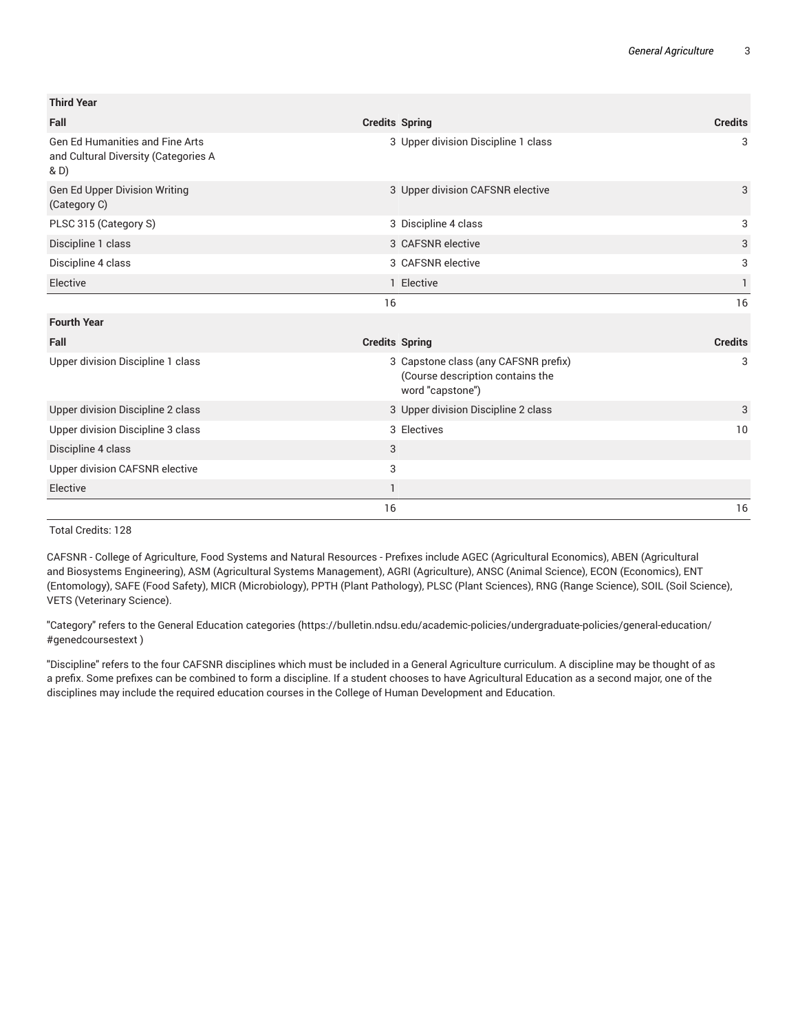| Third Year | | | |
|---|---|---|---|
| **Fall** | **Credits** | **Spring** | **Credits** |
| Gen Ed Humanities and Fine Arts and Cultural Diversity (Categories A & D) | 3 | Upper division Discipline 1 class | 3 |
| Gen Ed Upper Division Writing (Category C) | 3 | Upper division CAFSNR elective | 3 |
| PLSC 315 (Category S) | 3 | Discipline 4 class | 3 |
| Discipline 1 class | 3 | CAFSNR elective | 3 |
| Discipline 4 class | 3 | CAFSNR elective | 3 |
| Elective | 1 | Elective | 1 |
| | 16 | | 16 |
| **Fourth Year** | | | |
| **Fall** | **Credits** | **Spring** | **Credits** |
| Upper division Discipline 1 class | 3 | Capstone class (any CAFSNR prefix) (Course description contains the word "capstone") | 3 |
| Upper division Discipline 2 class | 3 | Upper division Discipline 2 class | 3 |
| Upper division Discipline 3 class | 3 | Electives | 10 |
| Discipline 4 class | 3 | | |
| Upper division CAFSNR elective | 3 | | |
| Elective | 1 | | |
| | 16 | | 16 |

Total Credits: 128

CAFSNR - College of Agriculture, Food Systems and Natural Resources - Prefixes include AGEC (Agricultural Economics), ABEN (Agricultural and Biosystems Engineering), ASM (Agricultural Systems Management), AGRI (Agriculture), ANSC (Animal Science), ECON (Economics), ENT (Entomology), SAFE (Food Safety), MICR (Microbiology), PPTH (Plant Pathology), PLSC (Plant Sciences), RNG (Range Science), SOIL (Soil Science), VETS (Veterinary Science).

"Category" refers to the General Education categories (https://bulletin.ndsu.edu/academic-policies/undergraduate-policies/general-education/#genedcoursestext )

"Discipline" refers to the four CAFSNR disciplines which must be included in a General Agriculture curriculum. A discipline may be thought of as a prefix. Some prefixes can be combined to form a discipline. If a student chooses to have Agricultural Education as a second major, one of the disciplines may include the required education courses in the College of Human Development and Education.